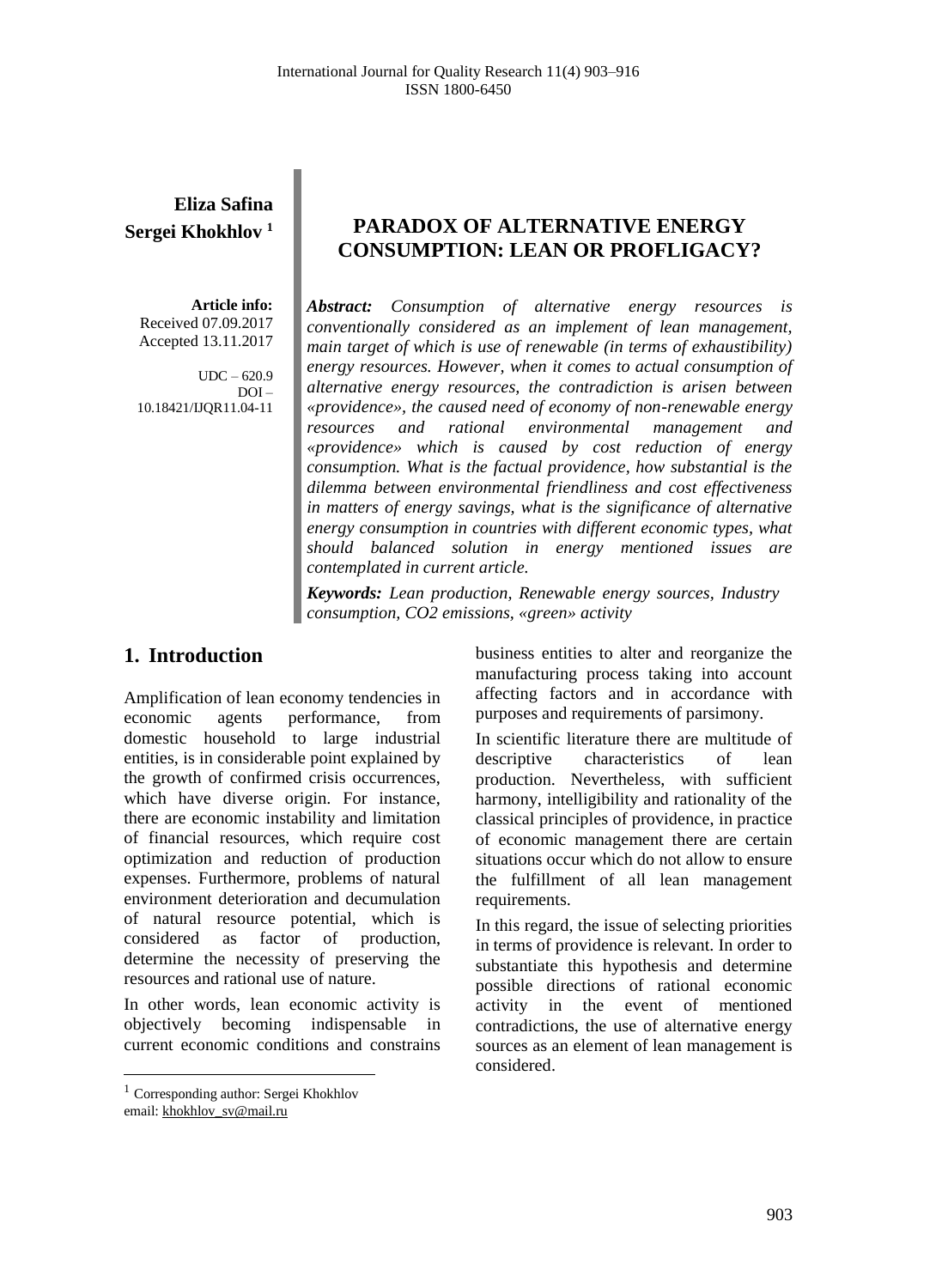**Eliza Safina**
**Sergei Khokhlov** [1]

**Article info:**
Received 07.09.2017
Accepted 13.11.2017

UDC – 620.9
DOI – 10.18421/IJQR11.04-11

# PARADOX OF ALTERNATIVE ENERGY CONSUMPTION: LEAN OR PROFLIGACY?

***Abstract:*** *Consumption of alternative energy resources is conventionally considered as an implement of lean management, main target of which is use of renewable (in terms of exhaustibility) energy resources. However, when it comes to actual consumption of alternative energy resources, the contradiction is arisen between «providence», the caused need of economy of non-renewable energy resources and rational environmental management and «providence» which is caused by cost reduction of energy consumption. What is the factual providence, how substantial is the dilemma between environmental friendliness and cost effectiveness in matters of energy savings, what is the significance of alternative energy consumption in countries with different economic types, what should balanced solution in energy mentioned issues are contemplated in current article.*

***Keywords:*** *Lean production, Renewable energy sources, Industry consumption, CO2 emissions, «green» activity*

## 1. Introduction

Amplification of lean economy tendencies in economic agents performance, from domestic household to large industrial entities, is in considerable point explained by the growth of confirmed crisis occurrences, which have diverse origin. For instance, there are economic instability and limitation of financial resources, which require cost optimization and reduction of production expenses. Furthermore, problems of natural environment deterioration and decumulation of natural resource potential, which is considered as factor of production, determine the necessity of preserving the resources and rational use of nature.

In other words, lean economic activity is objectively becoming indispensable in current economic conditions and constrains business entities to alter and reorganize the manufacturing process taking into account affecting factors and in accordance with purposes and requirements of parsimony.

In scientific literature there are multitude of descriptive characteristics of lean production. Nevertheless, with sufficient harmony, intelligibility and rationality of the classical principles of providence, in practice of economic management there are certain situations occur which do not allow to ensure the fulfillment of all lean management requirements.

In this regard, the issue of selecting priorities in terms of providence is relevant. In order to substantiate this hypothesis and determine possible directions of rational economic activity in the event of mentioned contradictions, the use of alternative energy sources as an element of lean management is considered.

[1] Corresponding author: Sergei Khokhlov
email: khokhlov_sv@mail.ru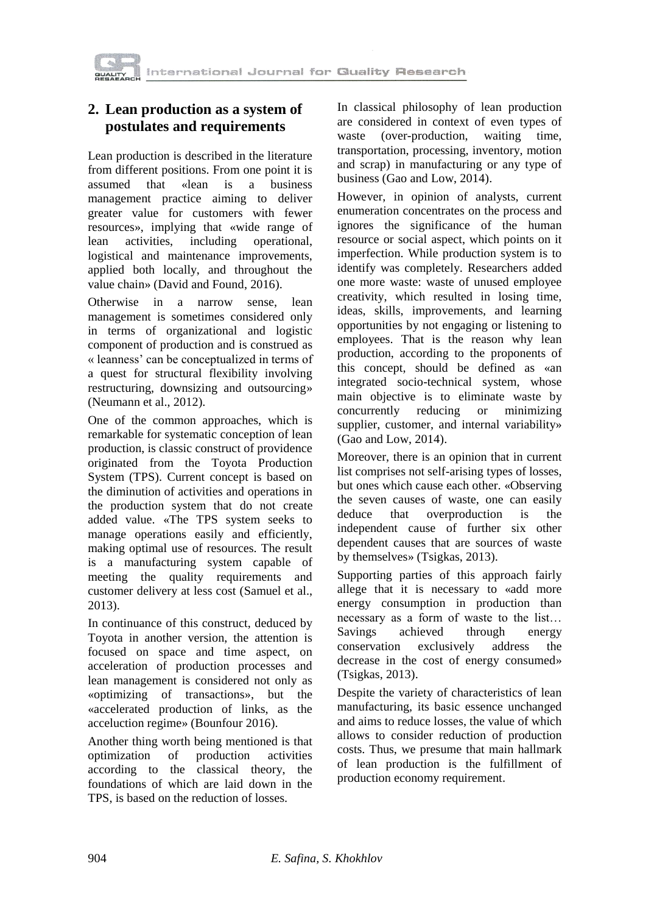## 2. Lean production as a system of postulates and requirements

Lean production is described in the literature from different positions. From one point it is assumed that «lean is a business management practice aiming to deliver greater value for customers with fewer resources», implying that «wide range of lean activities, including operational, logistical and maintenance improvements, applied both locally, and throughout the value chain» (David and Found, 2016).

Otherwise in a narrow sense, lean management is sometimes considered only in terms of organizational and logistic component of production and is construed as « leanness' can be conceptualized in terms of a quest for structural flexibility involving restructuring, downsizing and outsourcing» (Neumann et al., 2012).

One of the common approaches, which is remarkable for systematic conception of lean production, is classic construct of providence originated from the Toyota Production System (TPS). Current concept is based on the diminution of activities and operations in the production system that do not create added value. «The TPS system seeks to manage operations easily and efficiently, making optimal use of resources. The result is a manufacturing system capable of meeting the quality requirements and customer delivery at less cost (Samuel et al., 2013).

In continuance of this construct, deduced by Toyota in another version, the attention is focused on space and time aspect, on acceleration of production processes and lean management is considered not only as «optimizing of transactions», but the «accelerated production of links, as the acceluction regime» (Bounfour 2016).

Another thing worth being mentioned is that optimization of production activities according to the classical theory, the foundations of which are laid down in the TPS, is based on the reduction of losses.

In classical philosophy of lean production are considered in context of even types of waste (over-production, waiting time, transportation, processing, inventory, motion and scrap) in manufacturing or any type of business (Gao and Low, 2014).

However, in opinion of analysts, current enumeration concentrates on the process and ignores the significance of the human resource or social aspect, which points on it imperfection. While production system is to identify was completely. Researchers added one more waste: waste of unused employee creativity, which resulted in losing time, ideas, skills, improvements, and learning opportunities by not engaging or listening to employees. That is the reason why lean production, according to the proponents of this concept, should be defined as «an integrated socio-technical system, whose main objective is to eliminate waste by concurrently reducing or minimizing supplier, customer, and internal variability» (Gao and Low, 2014).

Moreover, there is an opinion that in current list comprises not self-arising types of losses, but ones which cause each other. «Observing the seven causes of waste, one can easily deduce that overproduction is the independent cause of further six other dependent causes that are sources of waste by themselves» (Tsigkas, 2013).

Supporting parties of this approach fairly allege that it is necessary to «add more energy consumption in production than necessary as a form of waste to the list… Savings achieved through energy conservation exclusively address the decrease in the cost of energy consumed» (Tsigkas, 2013).

Despite the variety of characteristics of lean manufacturing, its basic essence unchanged and aims to reduce losses, the value of which allows to consider reduction of production costs. Thus, we presume that main hallmark of lean production is the fulfillment of production economy requirement.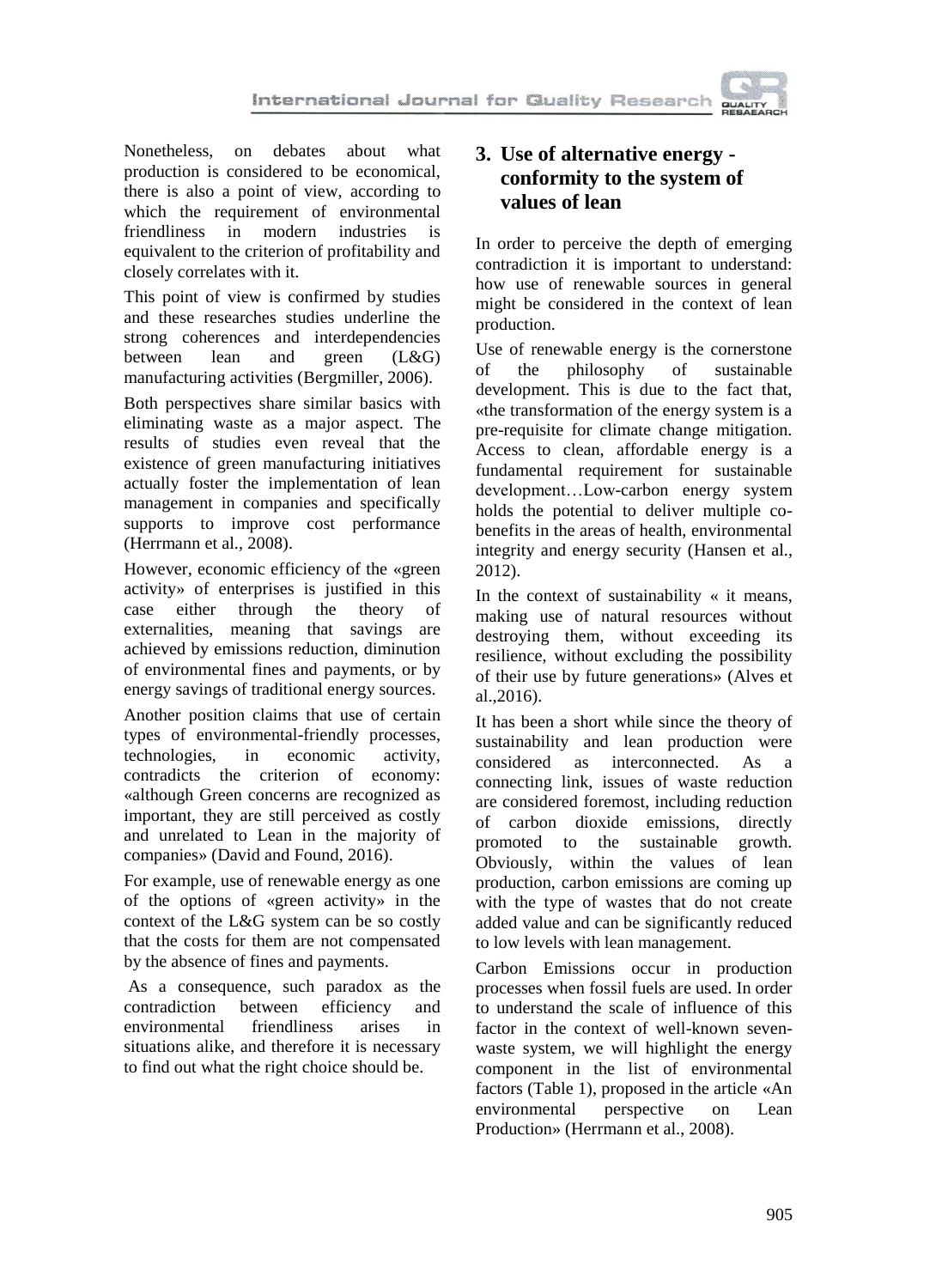Nonetheless, on debates about what production is considered to be economical, there is also a point of view, according to which the requirement of environmental friendliness in modern industries is equivalent to the criterion of profitability and closely correlates with it.

This point of view is confirmed by studies and these researches studies underline the strong coherences and interdependencies between lean and green (L&G) manufacturing activities (Bergmiller, 2006).

Both perspectives share similar basics with eliminating waste as a major aspect. The results of studies even reveal that the existence of green manufacturing initiatives actually foster the implementation of lean management in companies and specifically supports to improve cost performance (Herrmann et al., 2008).

However, economic efficiency of the «green activity» of enterprises is justified in this case either through the theory of externalities, meaning that savings are achieved by emissions reduction, diminution of environmental fines and payments, or by energy savings of traditional energy sources.

Another position claims that use of certain types of environmental-friendly processes, technologies, in economic activity, contradicts the criterion of economy: «although Green concerns are recognized as important, they are still perceived as costly and unrelated to Lean in the majority of companies» (David and Found, 2016).

For example, use of renewable energy as one of the options of «green activity» in the context of the L&G system can be so costly that the costs for them are not compensated by the absence of fines and payments.

As a consequence, such paradox as the contradiction between efficiency and environmental friendliness arises in situations alike, and therefore it is necessary to find out what the right choice should be.

## 3. Use of alternative energy - conformity to the system of values of lean

In order to perceive the depth of emerging contradiction it is important to understand: how use of renewable sources in general might be considered in the context of lean production.

Use of renewable energy is the cornerstone of the philosophy of sustainable development. This is due to the fact that, «the transformation of the energy system is a pre-requisite for climate change mitigation. Access to clean, affordable energy is a fundamental requirement for sustainable development…Low-carbon energy system holds the potential to deliver multiple co-benefits in the areas of health, environmental integrity and energy security (Hansen et al., 2012).

In the context of sustainability « it means, making use of natural resources without destroying them, without exceeding its resilience, without excluding the possibility of their use by future generations» (Alves et al.,2016).

It has been a short while since the theory of sustainability and lean production were considered as interconnected. As a connecting link, issues of waste reduction are considered foremost, including reduction of carbon dioxide emissions, directly promoted to the sustainable growth. Obviously, within the values of lean production, carbon emissions are coming up with the type of wastes that do not create added value and can be significantly reduced to low levels with lean management.

Carbon Emissions occur in production processes when fossil fuels are used. In order to understand the scale of influence of this factor in the context of well-known seven-waste system, we will highlight the energy component in the list of environmental factors (Table 1), proposed in the article «An environmental perspective on Lean Production» (Herrmann et al., 2008).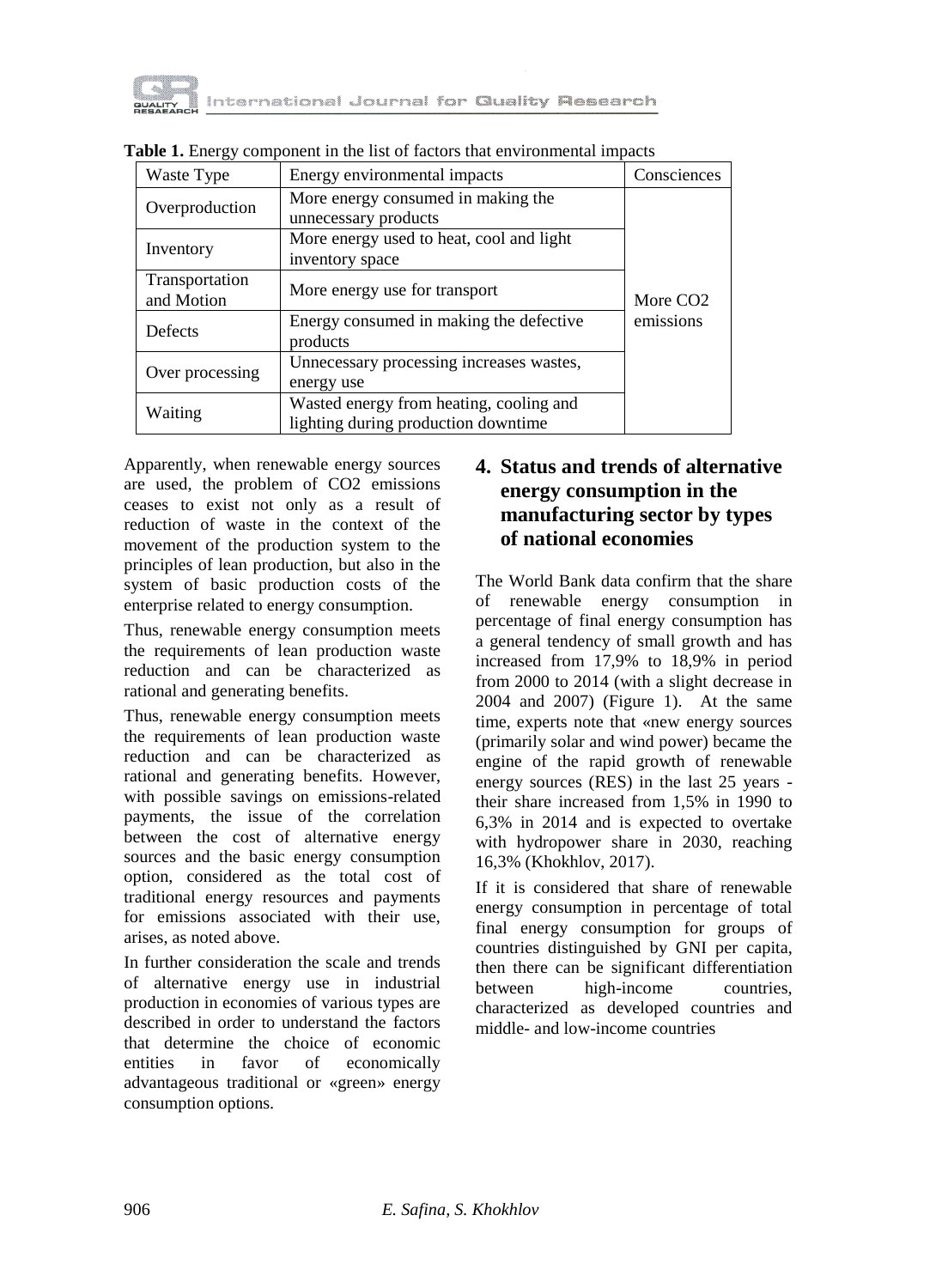**Table 1.** Energy component in the list of factors that environmental impacts

| Waste Type | Energy environmental impacts | Consciences |
|---|---|---|
| Overproduction | More energy consumed in making the unnecessary products | More $CO_2$ emissions |
| Inventory | More energy used to heat, cool and light inventory space | |
| Transportation and Motion | More energy use for transport | |
| Defects | Energy consumed in making the defective products | |
| Over processing | Unnecessary processing increases wastes, energy use | |
| Waiting | Wasted energy from heating, cooling and lighting during production downtime | |

Apparently, when renewable energy sources are used, the problem of $CO_2$ emissions ceases to exist not only as a result of reduction of waste in the context of the movement of the production system to the principles of lean production, but also in the system of basic production costs of the enterprise related to energy consumption.

Thus, renewable energy consumption meets the requirements of lean production waste reduction and can be characterized as rational and generating benefits.

Thus, renewable energy consumption meets the requirements of lean production waste reduction and can be characterized as rational and generating benefits. However, with possible savings on emissions-related payments, the issue of the correlation between the cost of alternative energy sources and the basic energy consumption option, considered as the total cost of traditional energy resources and payments for emissions associated with their use, arises, as noted above.

In further consideration the scale and trends of alternative energy use in industrial production in economies of various types are described in order to understand the factors that determine the choice of economic entities in favor of economically advantageous traditional or «green» energy consumption options.

## 4. Status and trends of alternative energy consumption in the manufacturing sector by types of national economies

The World Bank data confirm that the share of renewable energy consumption in percentage of final energy consumption has a general tendency of small growth and has increased from 17,9% to 18,9% in period from 2000 to 2014 (with a slight decrease in 2004 and 2007) (Figure 1). At the same time, experts note that «new energy sources (primarily solar and wind power) became the engine of the rapid growth of renewable energy sources (RES) in the last 25 years - their share increased from 1,5% in 1990 to 6,3% in 2014 and is expected to overtake with hydropower share in 2030, reaching 16,3% (Khokhlov, 2017).

If it is considered that share of renewable energy consumption in percentage of total final energy consumption for groups of countries distinguished by GNI per capita, then there can be significant differentiation between high-income countries, characterized as developed countries and middle- and low-income countries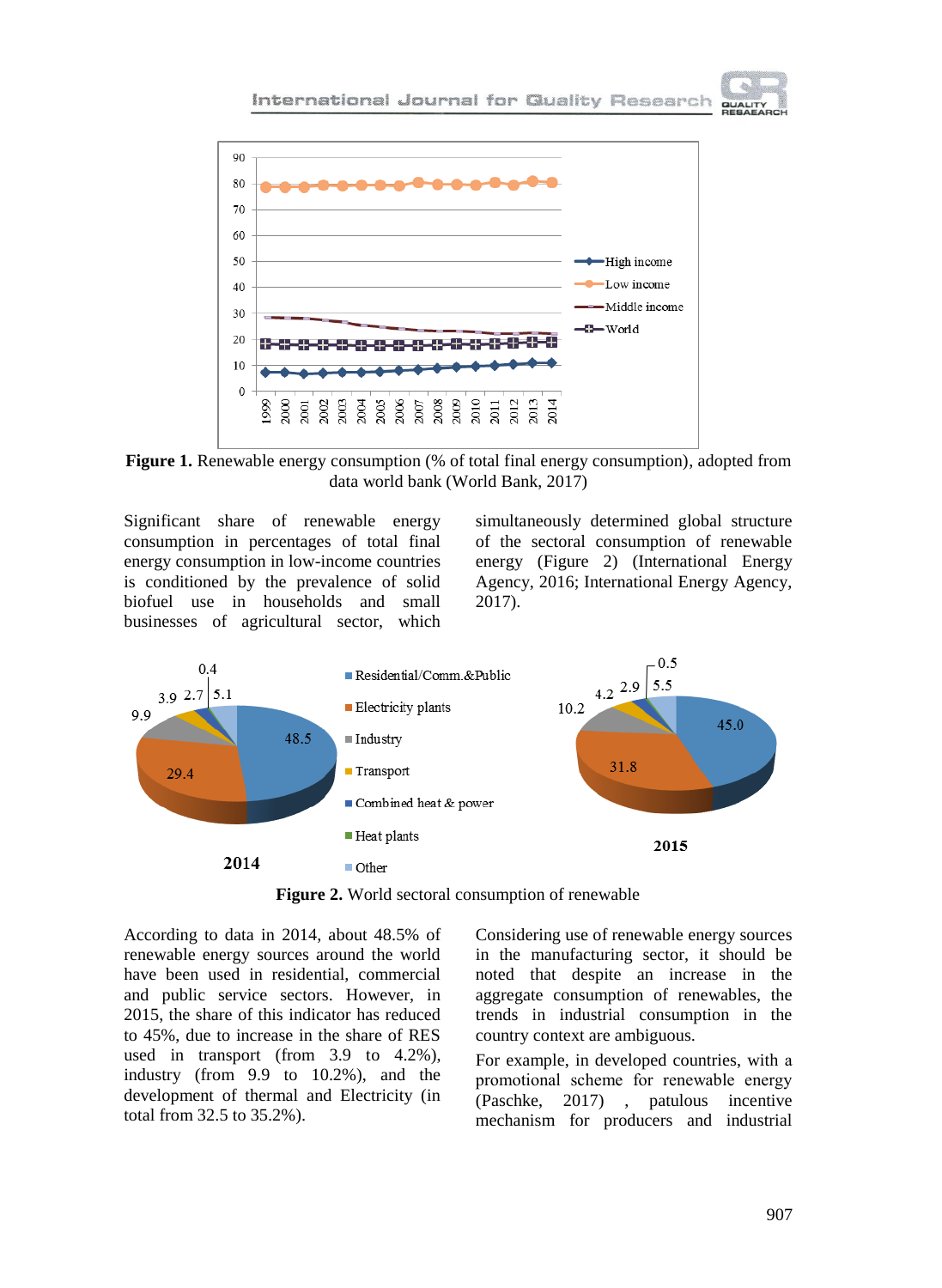**Figure 1.** Renewable energy consumption (% of total final energy consumption), adopted from data world bank (World Bank, 2017)

Significant share of renewable energy consumption in percentages of total final energy consumption in low-income countries is conditioned by the prevalence of solid biofuel use in households and small businesses of agricultural sector, which simultaneously determined global structure of the sectoral consumption of renewable energy (Figure 2) (International Energy Agency, 2016; International Energy Agency, 2017).

**Figure 2.** World sectoral consumption of renewable

According to data in 2014, about 48.5% of renewable energy sources around the world have been used in residential, commercial and public service sectors. However, in 2015, the share of this indicator has reduced to 45%, due to increase in the share of RES used in transport (from 3.9 to 4.2%), industry (from 9.9 to 10.2%), and the development of thermal and Electricity (in total from 32.5 to 35.2%).

Considering use of renewable energy sources in the manufacturing sector, it should be noted that despite an increase in the aggregate consumption of renewables, the trends in industrial consumption in the country context are ambiguous.

For example, in developed countries, with a promotional scheme for renewable energy (Paschke, 2017) , patulous incentive mechanism for producers and industrial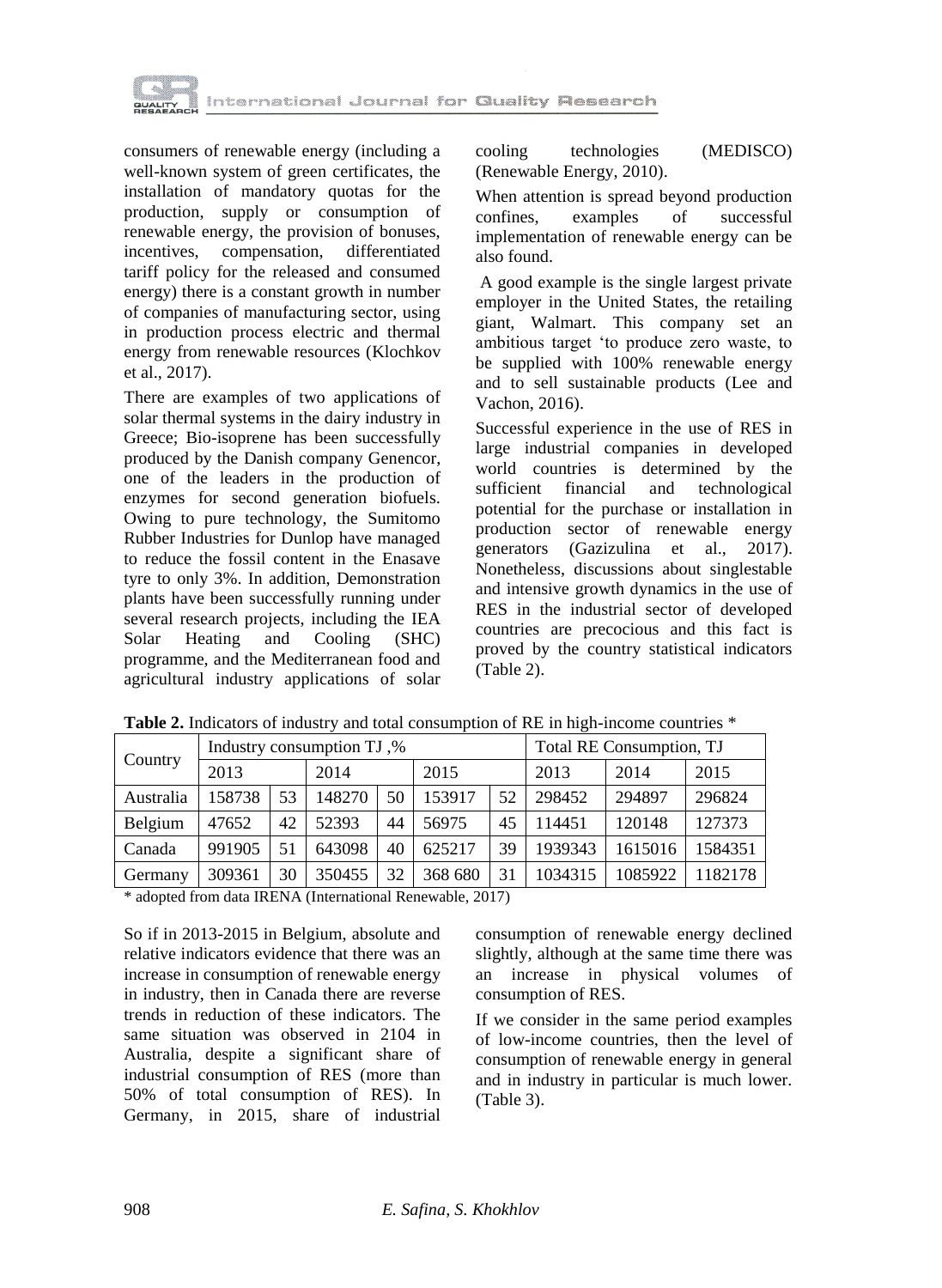consumers of renewable energy (including a well-known system of green certificates, the installation of mandatory quotas for the production, supply or consumption of renewable energy, the provision of bonuses, incentives, compensation, differentiated tariff policy for the released and consumed energy) there is a constant growth in number of companies of manufacturing sector, using in production process electric and thermal energy from renewable resources (Klochkov et al., 2017).

There are examples of two applications of solar thermal systems in the dairy industry in Greece; Bio-isoprene has been successfully produced by the Danish company Genencor, one of the leaders in the production of enzymes for second generation biofuels. Owing to pure technology, the Sumitomo Rubber Industries for Dunlop have managed to reduce the fossil content in the Enasave tyre to only 3%. In addition, Demonstration plants have been successfully running under several research projects, including the IEA Solar Heating and Cooling (SHC) programme, and the Mediterranean food and agricultural industry applications of solar cooling technologies (MEDISCO) (Renewable Energy, 2010).

When attention is spread beyond production confines, examples of successful implementation of renewable energy can be also found.

A good example is the single largest private employer in the United States, the retailing giant, Walmart. This company set an ambitious target 'to produce zero waste, to be supplied with 100% renewable energy and to sell sustainable products (Lee and Vachon, 2016).

Successful experience in the use of RES in large industrial companies in developed world countries is determined by the sufficient financial and technological potential for the purchase or installation in production sector of renewable energy generators (Gazizulina et al., 2017). Nonetheless, discussions about singlestable and intensive growth dynamics in the use of RES in the industrial sector of developed countries are precocious and this fact is proved by the country statistical indicators (Table 2).

**Table 2.** Indicators of industry and total consumption of RE in high-income countries *

| Country | Industry consumption TJ ,% | | | | | | Total RE Consumption, TJ | | |
|---|---|---|---|---|---|---|---|---|---|
| | 2013 | | 2014 | | 2015 | | 2013 | 2014 | 2015 |
| Australia | 158738 | 53 | 148270 | 50 | 153917 | 52 | 298452 | 294897 | 296824 |
| Belgium | 47652 | 42 | 52393 | 44 | 56975 | 45 | 114451 | 120148 | 127373 |
| Canada | 991905 | 51 | 643098 | 40 | 625217 | 39 | 1939343 | 1615016 | 1584351 |
| Germany | 309361 | 30 | 350455 | 32 | 368 680 | 31 | 1034315 | 1085922 | 1182178 |

\* adopted from data IRENA (International Renewable, 2017)

So if in 2013-2015 in Belgium, absolute and relative indicators evidence that there was an increase in consumption of renewable energy in industry, then in Canada there are reverse trends in reduction of these indicators. The same situation was observed in 2104 in Australia, despite a significant share of industrial consumption of RES (more than 50% of total consumption of RES). In Germany, in 2015, share of industrial consumption of renewable energy declined slightly, although at the same time there was an increase in physical volumes of consumption of RES.

If we consider in the same period examples of low-income countries, then the level of consumption of renewable energy in general and in industry in particular is much lower. (Table 3).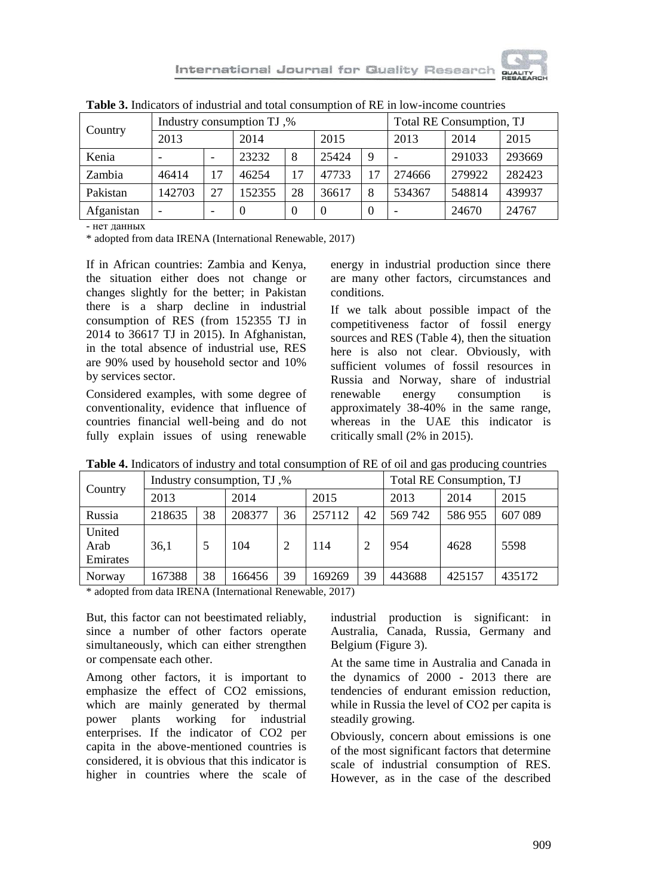**Table 3.** Indicators of industrial and total consumption of RE in low-income countries

| Country | Industry consumption TJ ,% | | | | | | Total RE Consumption, TJ | | |
|---|---|---|---|---|---|---|---|---|---|
| | 2013 | | 2014 | | 2015 | | 2013 | 2014 | 2015 |
| Kenia | - | - | 23232 | 8 | 25424 | 9 | - | 291033 | 293669 |
| Zambia | 46414 | 17 | 46254 | 17 | 47733 | 17 | 274666 | 279922 | 282423 |
| Pakistan | 142703 | 27 | 152355 | 28 | 36617 | 8 | 534367 | 548814 | 439937 |
| Afganistan | - | - | 0 | 0 | 0 | 0 | - | 24670 | 24767 |

- нет данных

* adopted from data IRENA (International Renewable, 2017)

If in African countries: Zambia and Kenya, the situation either does not change or changes slightly for the better; in Pakistan there is a sharp decline in industrial consumption of RES (from 152355 TJ in 2014 to 36617 TJ in 2015). In Afghanistan, in the total absence of industrial use, RES are 90% used by household sector and 10% by services sector.

Considered examples, with some degree of conventionality, evidence that influence of countries financial well-being and do not fully explain issues of using renewable energy in industrial production since there are many other factors, circumstances and conditions.

If we talk about possible impact of the competitiveness factor of fossil energy sources and RES (Table 4), then the situation here is also not clear. Obviously, with sufficient volumes of fossil resources in Russia and Norway, share of industrial renewable energy consumption is approximately 38-40% in the same range, whereas in the UAE this indicator is critically small (2% in 2015).

**Table 4.** Indicators of industry and total consumption of RE of oil and gas producing countries

| Country | Industry consumption, TJ ,% | | | | | | Total RE Consumption, TJ | | |
|---|---|---|---|---|---|---|---|---|---|
| | 2013 | | 2014 | | 2015 | | 2013 | 2014 | 2015 |
| Russia | 218635 | 38 | 208377 | 36 | 257112 | 42 | 569 742 | 586 955 | 607 089 |
| United Arab Emirates | 36,1 | 5 | 104 | 2 | 114 | 2 | 954 | 4628 | 5598 |
| Norway | 167388 | 38 | 166456 | 39 | 169269 | 39 | 443688 | 425157 | 435172 |

* adopted from data IRENA (International Renewable, 2017)

But, this factor can not beestimated reliably, since a number of other factors operate simultaneously, which can either strengthen or compensate each other.

Among other factors, it is important to emphasize the effect of $CO_2$ emissions, which are mainly generated by thermal power plants working for industrial enterprises. If the indicator of $CO_2$ per capita in the above-mentioned countries is considered, it is obvious that this indicator is higher in countries where the scale of industrial production is significant: in Australia, Canada, Russia, Germany and Belgium (Figure 3).

At the same time in Australia and Canada in the dynamics of 2000 - 2013 there are tendencies of endurant emission reduction, while in Russia the level of $CO_2$ per capita is steadily growing.

Obviously, concern about emissions is one of the most significant factors that determine scale of industrial consumption of RES. However, as in the case of the described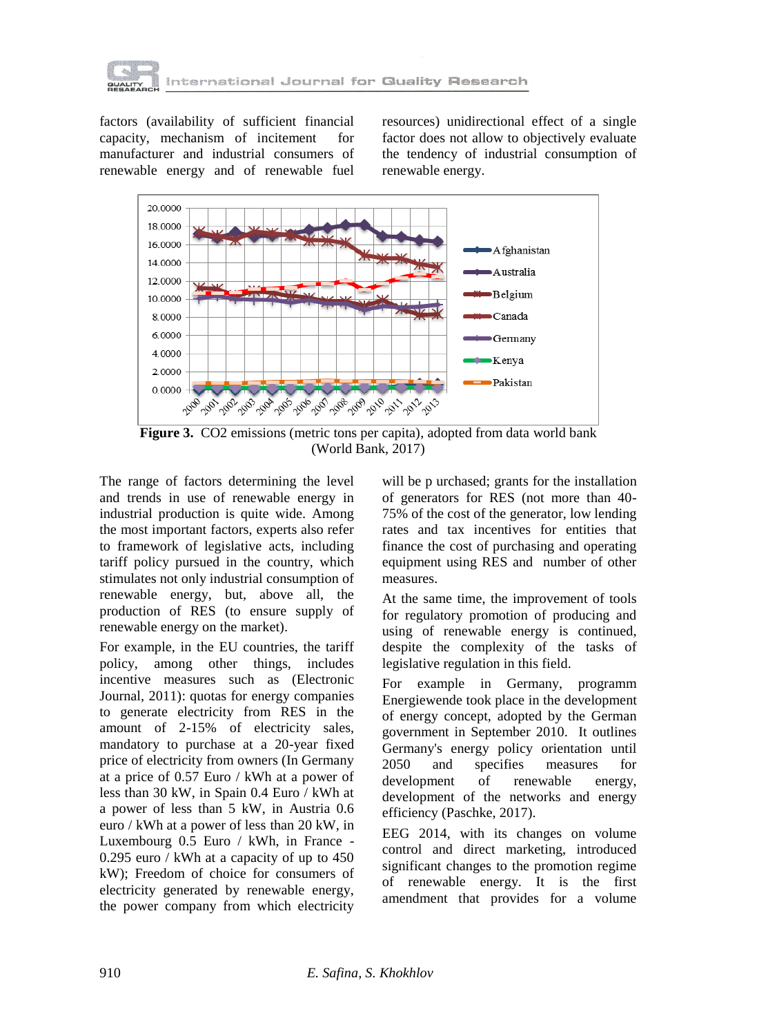factors (availability of sufficient financial capacity, mechanism of incitement for manufacturer and industrial consumers of renewable energy and of renewable fuel resources) unidirectional effect of a single factor does not allow to objectively evaluate the tendency of industrial consumption of renewable energy.

**Figure 3.** CO2 emissions (metric tons per capita), adopted from data world bank (World Bank, 2017)

The range of factors determining the level and trends in use of renewable energy in industrial production is quite wide. Among the most important factors, experts also refer to framework of legislative acts, including tariff policy pursued in the country, which stimulates not only industrial consumption of renewable energy, but, above all, the production of RES (to ensure supply of renewable energy on the market).

For example, in the EU countries, the tariff policy, among other things, includes incentive measures such as (Electronic Journal, 2011): quotas for energy companies to generate electricity from RES in the amount of 2-15% of electricity sales, mandatory to purchase at a 20-year fixed price of electricity from owners (In Germany at a price of 0.57 Euro / kWh at a power of less than 30 kW, in Spain 0.4 Euro / kWh at a power of less than 5 kW, in Austria 0.6 euro / kWh at a power of less than 20 kW, in Luxembourg 0.5 Euro / kWh, in France - 0.295 euro / kWh at a capacity of up to 450 kW); Freedom of choice for consumers of electricity generated by renewable energy, the power company from which electricity will be p urchased; grants for the installation of generators for RES (not more than 40-75% of the cost of the generator, low lending rates and tax incentives for entities that finance the cost of purchasing and operating equipment using RES and number of other measures.

At the same time, the improvement of tools for regulatory promotion of producing and using of renewable energy is continued, despite the complexity of the tasks of legislative regulation in this field.

For example in Germany, programm Energiewende took place in the development of energy concept, adopted by the German government in September 2010. It outlines Germany's energy policy orientation until 2050 and specifies measures for development of renewable energy, development of the networks and energy efficiency (Paschke, 2017).

EEG 2014, with its changes on volume control and direct marketing, introduced significant changes to the promotion regime of renewable energy. It is the first amendment that provides for a volume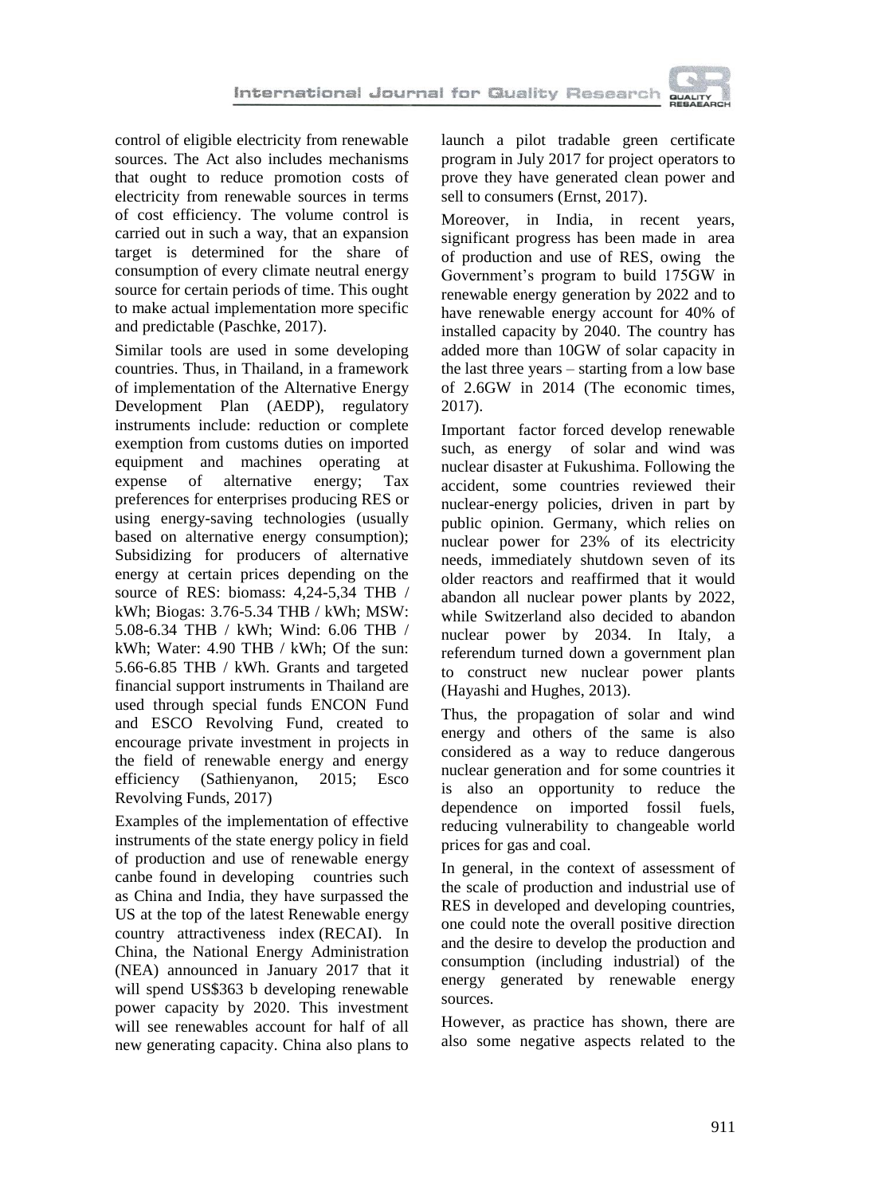control of eligible electricity from renewable sources. The Act also includes mechanisms that ought to reduce promotion costs of electricity from renewable sources in terms of cost efficiency. The volume control is carried out in such a way, that an expansion target is determined for the share of consumption of every climate neutral energy source for certain periods of time. This ought to make actual implementation more specific and predictable (Paschke, 2017).

Similar tools are used in some developing countries. Thus, in Thailand, in a framework of implementation of the Alternative Energy Development Plan (AEDP), regulatory instruments include: reduction or complete exemption from customs duties on imported equipment and machines operating at expense of alternative energy; Tax preferences for enterprises producing RES or using energy-saving technologies (usually based on alternative energy consumption); Subsidizing for producers of alternative energy at certain prices depending on the source of RES: biomass: 4,24-5,34 THB / kWh; Biogas: 3.76-5.34 THB / kWh; MSW: 5.08-6.34 THB / kWh; Wind: 6.06 THB / kWh; Water: 4.90 THB / kWh; Of the sun: 5.66-6.85 THB / kWh. Grants and targeted financial support instruments in Thailand are used through special funds ENCON Fund and ESCO Revolving Fund, created to encourage private investment in projects in the field of renewable energy and energy efficiency (Sathienyanon, 2015; Esco Revolving Funds, 2017)

Examples of the implementation of effective instruments of the state energy policy in field of production and use of renewable energy canbe found in developing countries such as China and India, they have surpassed the US at the top of the latest Renewable energy country attractiveness index (RECAI). In China, the National Energy Administration (NEA) announced in January 2017 that it will spend US$363 b developing renewable power capacity by 2020. This investment will see renewables account for half of all new generating capacity. China also plans to launch a pilot tradable green certificate program in July 2017 for project operators to prove they have generated clean power and sell to consumers (Ernst, 2017).

Moreover, in India, in recent years, significant progress has been made in area of production and use of RES, owing the Government's program to build 175GW in renewable energy generation by 2022 and to have renewable energy account for 40% of installed capacity by 2040. The country has added more than 10GW of solar capacity in the last three years – starting from a low base of 2.6GW in 2014 (The economic times, 2017).

Important factor forced develop renewable such, as energy of solar and wind was nuclear disaster at Fukushima. Following the accident, some countries reviewed their nuclear-energy policies, driven in part by public opinion. Germany, which relies on nuclear power for 23% of its electricity needs, immediately shutdown seven of its older reactors and reaffirmed that it would abandon all nuclear power plants by 2022, while Switzerland also decided to abandon nuclear power by 2034. In Italy, a referendum turned down a government plan to construct new nuclear power plants (Hayashi and Hughes, 2013).

Thus, the propagation of solar and wind energy and others of the same is also considered as a way to reduce dangerous nuclear generation and for some countries it is also an opportunity to reduce the dependence on imported fossil fuels, reducing vulnerability to changeable world prices for gas and coal.

In general, in the context of assessment of the scale of production and industrial use of RES in developed and developing countries, one could note the overall positive direction and the desire to develop the production and consumption (including industrial) of the energy generated by renewable energy sources.

However, as practice has shown, there are also some negative aspects related to the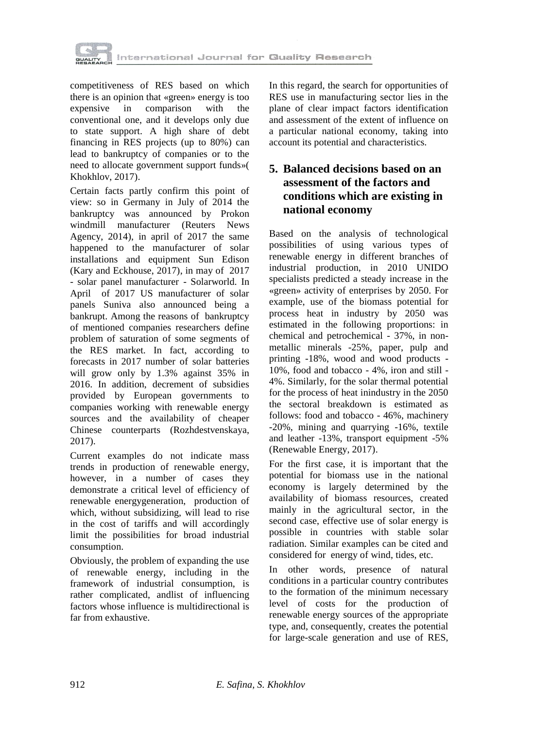competitiveness of RES based on which there is an opinion that «green» energy is too expensive in comparison with the conventional one, and it develops only due to state support. A high share of debt financing in RES projects (up to 80%) can lead to bankruptcy of companies or to the need to allocate government support funds»( Khokhlov, 2017).

Certain facts partly confirm this point of view: so in Germany in July of 2014 the bankruptcy was announced by Prokon windmill manufacturer (Reuters News Agency, 2014), in april of 2017 the same happened to the manufacturer of solar installations and equipment Sun Edison (Kary and Eckhouse, 2017), in may of 2017 - solar panel manufacturer - Solarworld. In April of 2017 US manufacturer of solar panels Suniva also announced being a bankrupt. Among the reasons of bankruptcy of mentioned companies researchers define problem of saturation of some segments of the RES market. In fact, according to forecasts in 2017 number of solar batteries will grow only by 1.3% against 35% in 2016. In addition, decrement of subsidies provided by European governments to companies working with renewable energy sources and the availability of cheaper Chinese counterparts (Rozhdestvenskaya, 2017).

Current examples do not indicate mass trends in production of renewable energy, however, in a number of cases they demonstrate a critical level of efficiency of renewable energygeneration, production of which, without subsidizing, will lead to rise in the cost of tariffs and will accordingly limit the possibilities for broad industrial consumption.

Obviously, the problem of expanding the use of renewable energy, including in the framework of industrial consumption, is rather complicated, andlist of influencing factors whose influence is multidirectional is far from exhaustive.

In this regard, the search for opportunities of RES use in manufacturing sector lies in the plane of clear impact factors identification and assessment of the extent of influence on a particular national economy, taking into account its potential and characteristics.

## 5. Balanced decisions based on an assessment of the factors and conditions which are existing in national economy

Based on the analysis of technological possibilities of using various types of renewable energy in different branches of industrial production, in 2010 UNIDO specialists predicted a steady increase in the «green» activity of enterprises by 2050. For example, use of the biomass potential for process heat in industry by 2050 was estimated in the following proportions: in chemical and petrochemical - 37%, in non-metallic minerals -25%, paper, pulp and printing -18%, wood and wood products - 10%, food and tobacco - 4%, iron and still - 4%. Similarly, for the solar thermal potential for the process of heat inindustry in the 2050 the sectoral breakdown is estimated as follows: food and tobacco - 46%, machinery -20%, mining and quarrying -16%, textile and leather -13%, transport equipment -5% (Renewable Energy, 2017).

For the first case, it is important that the potential for biomass use in the national economy is largely determined by the availability of biomass resources, created mainly in the agricultural sector, in the second case, effective use of solar energy is possible in countries with stable solar radiation. Similar examples can be cited and considered for energy of wind, tides, etc.

In other words, presence of natural conditions in a particular country contributes to the formation of the minimum necessary level of costs for the production of renewable energy sources of the appropriate type, and, consequently, creates the potential for large-scale generation and use of RES,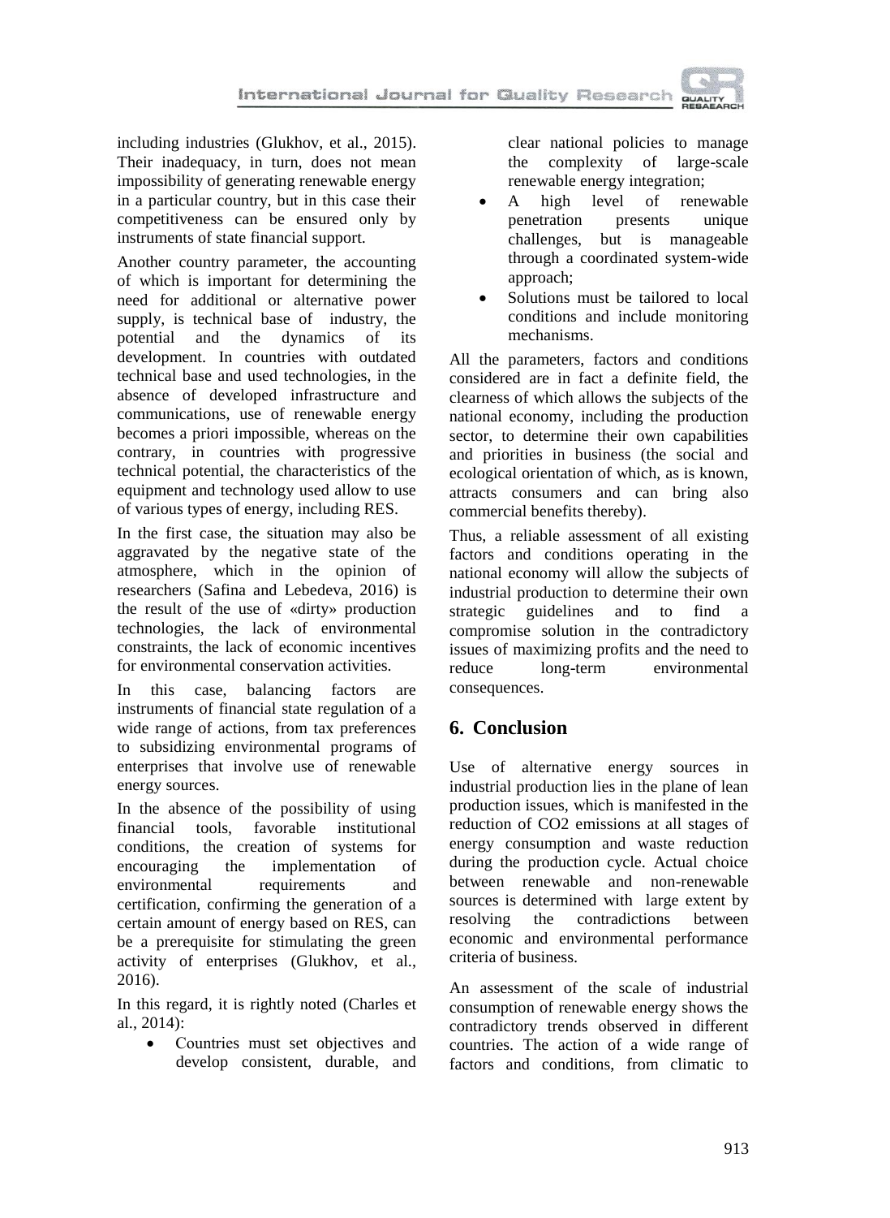including industries (Glukhov, et al., 2015). Their inadequacy, in turn, does not mean impossibility of generating renewable energy in a particular country, but in this case their competitiveness can be ensured only by instruments of state financial support.

Another country parameter, the accounting of which is important for determining the need for additional or alternative power supply, is technical base of industry, the potential and the dynamics of its development. In countries with outdated technical base and used technologies, in the absence of developed infrastructure and communications, use of renewable energy becomes a priori impossible, whereas on the contrary, in countries with progressive technical potential, the characteristics of the equipment and technology used allow to use of various types of energy, including RES.

In the first case, the situation may also be aggravated by the negative state of the atmosphere, which in the opinion of researchers (Safina and Lebedeva, 2016) is the result of the use of «dirty» production technologies, the lack of environmental constraints, the lack of economic incentives for environmental conservation activities.

In this case, balancing factors are instruments of financial state regulation of a wide range of actions, from tax preferences to subsidizing environmental programs of enterprises that involve use of renewable energy sources.

In the absence of the possibility of using financial tools, favorable institutional conditions, the creation of systems for encouraging the implementation of environmental requirements and certification, confirming the generation of a certain amount of energy based on RES, can be a prerequisite for stimulating the green activity of enterprises (Glukhov, et al., 2016).

In this regard, it is rightly noted (Charles et al., 2014):

- Countries must set objectives and develop consistent, durable, and clear national policies to manage the complexity of large-scale renewable energy integration;
- A high level of renewable penetration presents unique challenges, but is manageable through a coordinated system-wide approach;
- Solutions must be tailored to local conditions and include monitoring mechanisms.

All the parameters, factors and conditions considered are in fact a definite field, the clearness of which allows the subjects of the national economy, including the production sector, to determine their own capabilities and priorities in business (the social and ecological orientation of which, as is known, attracts consumers and can bring also commercial benefits thereby).

Thus, a reliable assessment of all existing factors and conditions operating in the national economy will allow the subjects of industrial production to determine their own strategic guidelines and to find a compromise solution in the contradictory issues of maximizing profits and the need to reduce long-term environmental consequences.

## 6. Conclusion

Use of alternative energy sources in industrial production lies in the plane of lean production issues, which is manifested in the reduction of $CO_2$ emissions at all stages of energy consumption and waste reduction during the production cycle. Actual choice between renewable and non-renewable sources is determined with large extent by resolving the contradictions between economic and environmental performance criteria of business.

An assessment of the scale of industrial consumption of renewable energy shows the contradictory trends observed in different countries. The action of a wide range of factors and conditions, from climatic to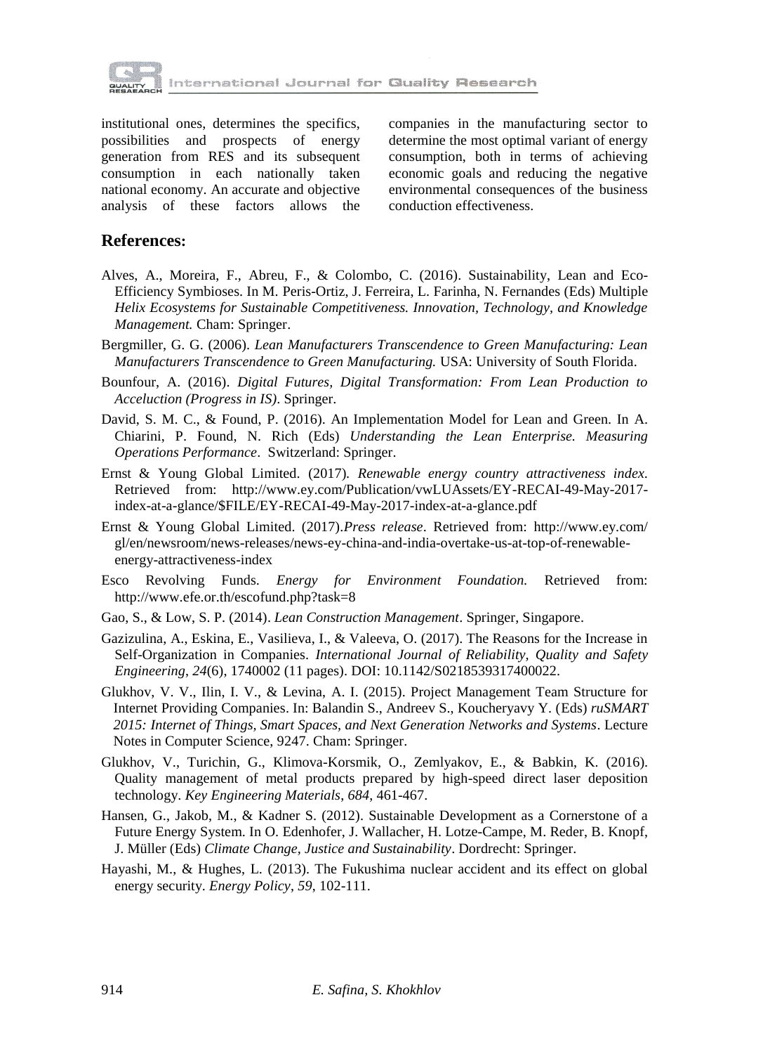institutional ones, determines the specifics, possibilities and prospects of energy generation from RES and its subsequent consumption in each nationally taken national economy. An accurate and objective analysis of these factors allows the companies in the manufacturing sector to determine the most optimal variant of energy consumption, both in terms of achieving economic goals and reducing the negative environmental consequences of the business conduction effectiveness.

## References:

Alves, A., Moreira, F., Abreu, F., & Colombo, C. (2016). Sustainability, Lean and Eco-Efficiency Symbioses. In M. Peris-Ortiz, J. Ferreira, L. Farinha, N. Fernandes (Eds) Multiple *Helix Ecosystems for Sustainable Competitiveness. Innovation, Technology, and Knowledge Management.* Cham: Springer.

Bergmiller, G. G. (2006). *Lean Manufacturers Transcendence to Green Manufacturing: Lean Manufacturers Transcendence to Green Manufacturing.* USA: University of South Florida.

Bounfour, A. (2016). *Digital Futures, Digital Transformation: From Lean Production to Acceleution (Progress in IS)*. Springer.

David, S. M. C., & Found, P. (2016). An Implementation Model for Lean and Green. In A. Chiarini, P. Found, N. Rich (Eds) *Understanding the Lean Enterprise. Measuring Operations Performance*. Switzerland: Springer.

Ernst & Young Global Limited. (2017). *Renewable energy country attractiveness index*. Retrieved from: http://www.ey.com/Publication/vwLUAssets/EY-RECAI-49-May-2017-index-at-a-glance/$FILE/EY-RECAI-49-May-2017-index-at-a-glance.pdf

Ernst & Young Global Limited. (2017).*Press release*. Retrieved from: http://www.ey.com/gl/en/newsroom/news-releases/news-ey-china-and-india-overtake-us-at-top-of-renewable-energy-attractiveness-index

Esco Revolving Funds. *Energy for Environment Foundation.* Retrieved from: http://www.efe.or.th/escofund.php?task=8

Gao, S., & Low, S. P. (2014). *Lean Construction Management*. Springer, Singapore.

Gazizulina, A., Eskina, E., Vasilieva, I., & Valeeva, O. (2017). The Reasons for the Increase in Self-Organization in Companies. *International Journal of Reliability, Quality and Safety Engineering*, *24*(6), 1740002 (11 pages). DOI: 10.1142/S0218539317400022.

Glukhov, V. V., Ilin, I. V., & Levina, A. I. (2015). Project Management Team Structure for Internet Providing Companies. In: Balandin S., Andreev S., Koucheryavy Y. (Eds) *ruSMART 2015: Internet of Things, Smart Spaces, and Next Generation Networks and Systems*. Lecture Notes in Computer Science, 9247. Cham: Springer.

Glukhov, V., Turichin, G., Klimova-Korsmik, O., Zemlyakov, E., & Babkin, K. (2016). Quality management of metal products prepared by high-speed direct laser deposition technology. *Key Engineering Materials*, *684*, 461-467.

Hansen, G., Jakob, M., & Kadner S. (2012). Sustainable Development as a Cornerstone of a Future Energy System. In O. Edenhofer, J. Wallacher, H. Lotze-Campe, M. Reder, B. Knopf, J. Müller (Eds) *Climate Change, Justice and Sustainability*. Dordrecht: Springer.

Hayashi, M., & Hughes, L. (2013). The Fukushima nuclear accident and its effect on global energy security. *Energy Policy*, *59*, 102-111.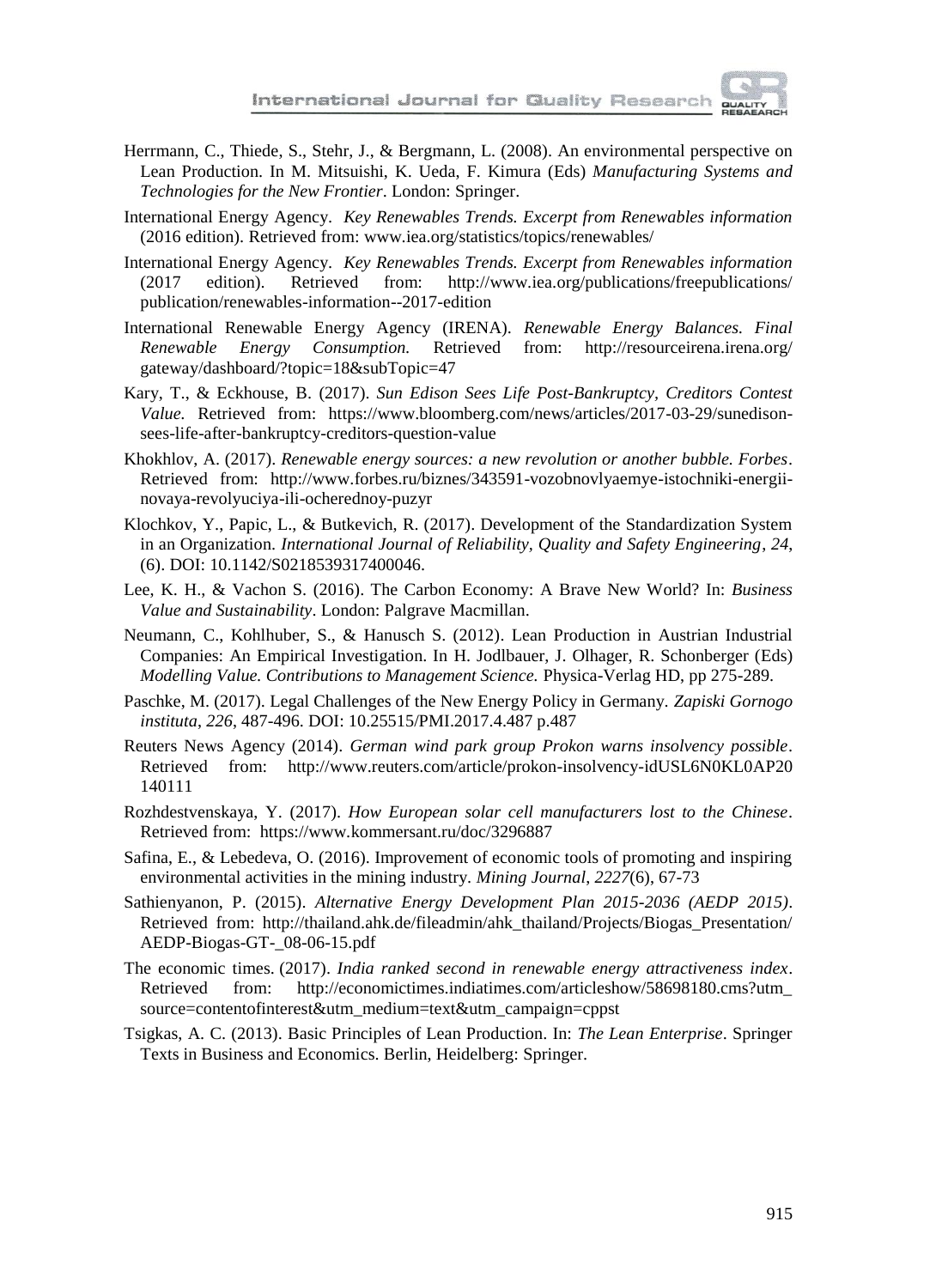Herrmann, C., Thiede, S., Stehr, J., & Bergmann, L. (2008). An environmental perspective on Lean Production. In M. Mitsuishi, K. Ueda, F. Kimura (Eds) *Manufacturing Systems and Technologies for the New Frontier*. London: Springer.

International Energy Agency. *Key Renewables Trends. Excerpt from Renewables information* (2016 edition). Retrieved from: www.iea.org/statistics/topics/renewables/

International Energy Agency. *Key Renewables Trends. Excerpt from Renewables information* (2017 edition). Retrieved from: http://www.iea.org/publications/freepublications/publication/renewables-information--2017-edition

International Renewable Energy Agency (IRENA). *Renewable Energy Balances. Final Renewable Energy Consumption.* Retrieved from: http://resourceirena.irena.org/gateway/dashboard/?topic=18&subTopic=47

Kary, T., & Eckhouse, B. (2017). *Sun Edison Sees Life Post-Bankruptcy, Creditors Contest Value.* Retrieved from: https://www.bloomberg.com/news/articles/2017-03-29/sunedison-sees-life-after-bankruptcy-creditors-question-value

Khokhlov, A. (2017). *Renewable energy sources: a new revolution or another bubble. Forbes*. Retrieved from: http://www.forbes.ru/biznes/343591-vozobnovlyaemye-istochniki-energii-novaya-revolyuciya-ili-ocherednoy-puzyr

Klochkov, Y., Papic, L., & Butkevich, R. (2017). Development of the Standardization System in an Organization. *International Journal of Reliability, Quality and Safety Engineering*, *24*, (6). DOI: 10.1142/S0218539317400046.

Lee, K. H., & Vachon S. (2016). The Carbon Economy: A Brave New World? In: *Business Value and Sustainability*. London: Palgrave Macmillan.

Neumann, C., Kohlhuber, S., & Hanusch S. (2012). Lean Production in Austrian Industrial Companies: An Empirical Investigation. In H. Jodlbauer, J. Olhager, R. Schonberger (Eds) *Modelling Value. Contributions to Management Science.* Physica-Verlag HD, pp 275-289.

Paschke, M. (2017). Legal Challenges of the New Energy Policy in Germany. *Zapiski Gornogo instituta*, *226*, 487-496. DOI: 10.25515/PMI.2017.4.487 p.487

Reuters News Agency (2014). *German wind park group Prokon warns insolvency possible*. Retrieved from: http://www.reuters.com/article/prokon-insolvency-idUSL6N0KL0AP20140111

Rozhdestvenskaya, Y. (2017). *How European solar cell manufacturers lost to the Chinese*. Retrieved from: https://www.kommersant.ru/doc/3296887

Safina, E., & Lebedeva, O. (2016). Improvement of economic tools of promoting and inspiring environmental activities in the mining industry. *Mining Journal*, *2227*(6), 67-73

Sathienyanon, P. (2015). *Alternative Energy Development Plan 2015-2036 (AEDP 2015)*. Retrieved from: http://thailand.ahk.de/fileadmin/ahk_thailand/Projects/Biogas_Presentation/AEDP-Biogas-GT-_08-06-15.pdf

The economic times. (2017). *India ranked second in renewable energy attractiveness index*. Retrieved from: http://economictimes.indiatimes.com/articleshow/58698180.cms?utm_source=contentofinterest&utm_medium=text&utm_campaign=cppst

Tsigkas, A. C. (2013). Basic Principles of Lean Production. In: *The Lean Enterprise*. Springer Texts in Business and Economics. Berlin, Heidelberg: Springer.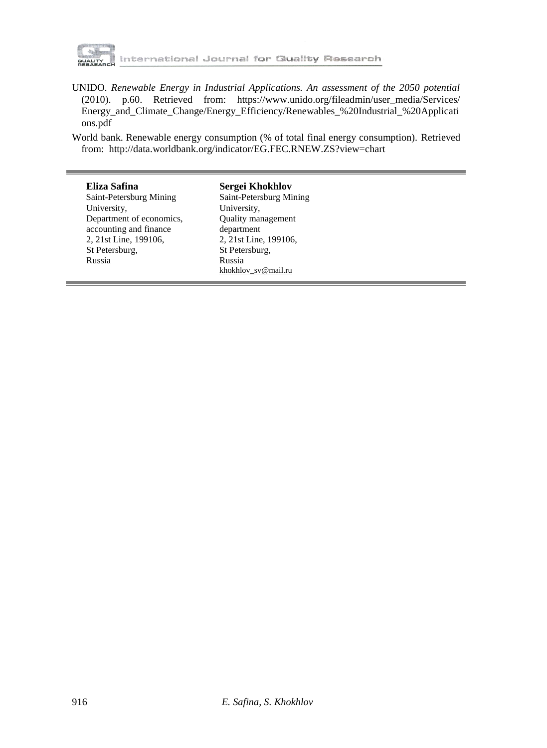UNIDO. *Renewable Energy in Industrial Applications. An assessment of the 2050 potential* (2010). p.60. Retrieved from: https://www.unido.org/fileadmin/user_media/Services/Energy_and_Climate_Change/Energy_Efficiency/Renewables_%20Industrial_%20Applications.pdf

World bank. Renewable energy consumption (% of total final energy consumption). Retrieved from: http://data.worldbank.org/indicator/EG.FEC.RNEW.ZS?view=chart

---

**Eliza Safina**
Saint-Petersburg Mining University,
Department of economics, accounting and finance
2, 21st Line, 199106,
St Petersburg,
Russia

**Sergei Khokhlov**
Saint-Petersburg Mining University,
Quality management department
2, 21st Line, 199106,
St Petersburg,
Russia
khokhlov_sv@mail.ru

---